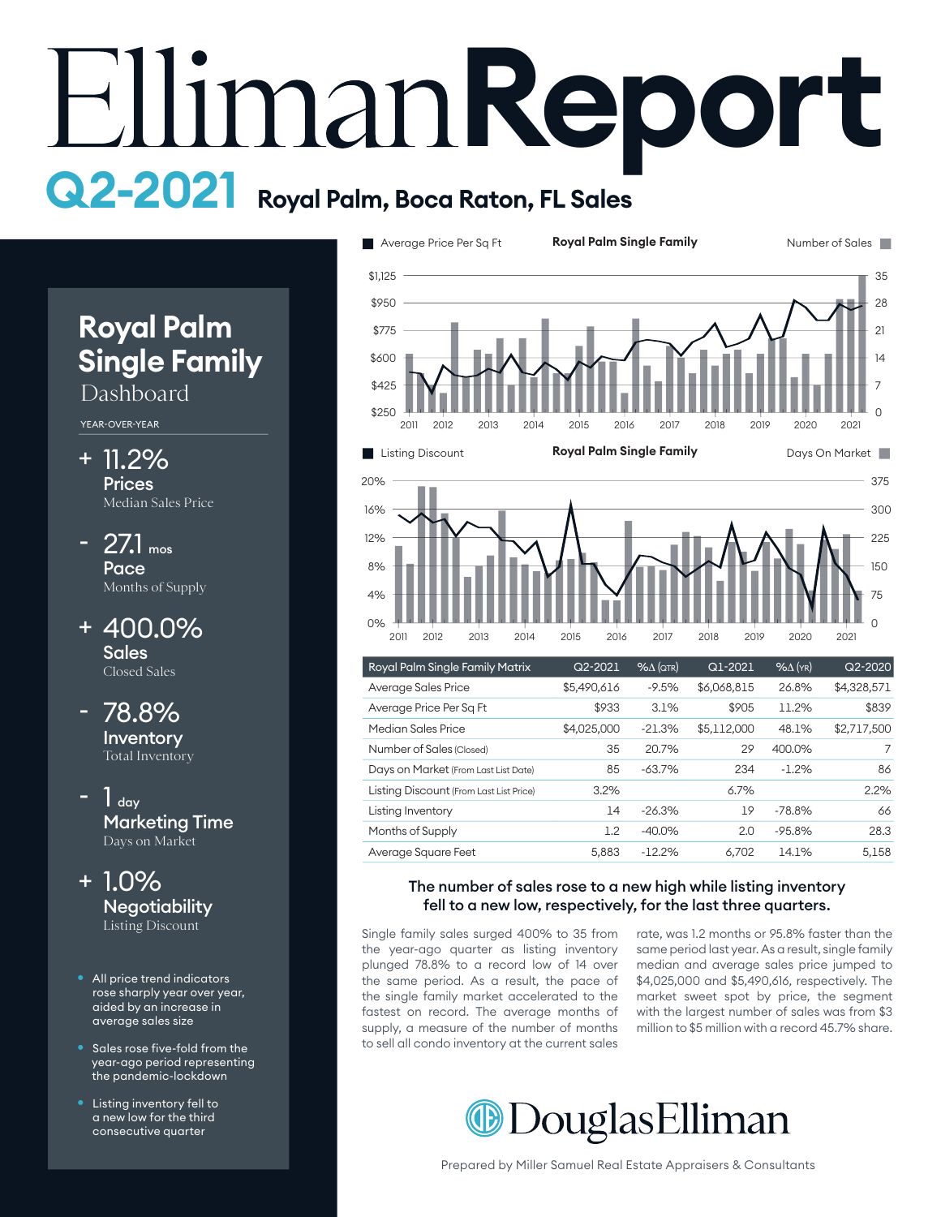# Elliman Report

## Q2-2021 Royal Palm, Boca Raton, FL Sales

## Royal Palm Single Family Dashboard

YEAR-OVER-YEAR

**+ 11.2%**
**Prices**
Median Sales Price

**- 27.1 mos**
**Pace**
Months of Supply

**+ 400.0%**
**Sales**
Closed Sales

**- 78.8%**
**Inventory**
Total Inventory

**- 1 day**
**Marketing Time**
Days on Market

**+ 1.0%**
**Negotiability**
Listing Discount

- All price trend indicators rose sharply year over year, aided by an increase in average sales size
- Sales rose five-fold from the year-ago period representing the pandemic-lockdown
- Listing inventory fell to a new low for the third consecutive quarter

**Royal Palm Single Family** — Average Price Per Sq Ft / Number of Sales

**Royal Palm Single Family** — Listing Discount / Days On Market

| Royal Palm Single Family Matrix | Q2-2021 | %Δ (QTR) | Q1-2021 | %Δ (YR) | Q2-2020 |
|---|---|---|---|---|---|
| Average Sales Price | $5,490,616 | -9.5% | $6,068,815 | 26.8% | $4,328,571 |
| Average Price Per Sq Ft | $933 | 3.1% | $905 | 11.2% | $839 |
| Median Sales Price | $4,025,000 | -21.3% | $5,112,000 | 48.1% | $2,717,500 |
| Number of Sales (Closed) | 35 | 20.7% | 29 | 400.0% | 7 |
| Days on Market (From Last List Date) | 85 | -63.7% | 234 | -1.2% | 86 |
| Listing Discount (From Last List Price) | 3.2% | | 6.7% | | 2.2% |
| Listing Inventory | 14 | -26.3% | 19 | -78.8% | 66 |
| Months of Supply | 1.2 | -40.0% | 2.0 | -95.8% | 28.3 |
| Average Square Feet | 5,883 | -12.2% | 6,702 | 14.1% | 5,158 |

### The number of sales rose to a new high while listing inventory fell to a new low, respectively, for the last three quarters.

Single family sales surged 400% to 35 from the year-ago quarter as listing inventory plunged 78.8% to a record low of 14 over the same period. As a result, the pace of the single family market accelerated to the fastest on record. The average months of supply, a measure of the number of months to sell all condo inventory at the current sales rate, was 1.2 months or 95.8% faster than the same period last year. As a result, single family median and average sales price jumped to $4,025,000 and $5,490,616, respectively. The market sweet spot by price, the segment with the largest number of sales was from $3 million to $5 million with a record 45.7% share.

DouglasElliman

Prepared by Miller Samuel Real Estate Appraisers & Consultants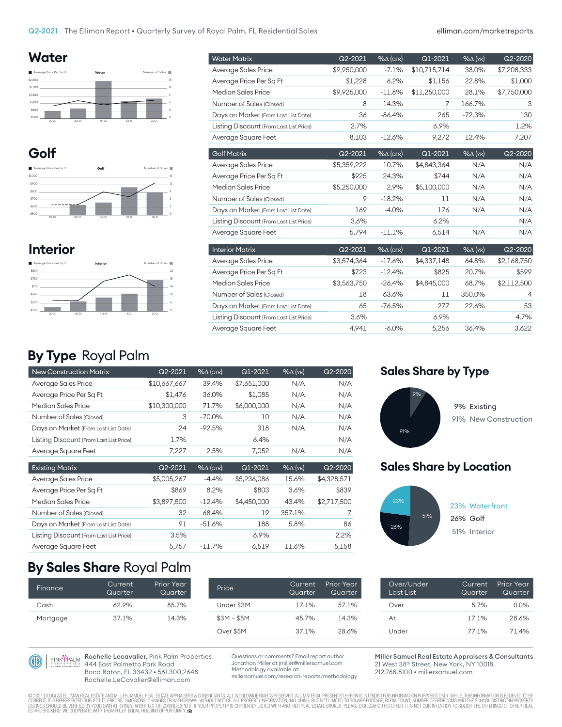Q2-2021 The Elliman Report • Quarterly Survey of Royal Palm, FL Residential Sales

elliman.com/marketreports

## Water

Average Price Per Sq Ft
Water
Number of Sales
$2,000
$1,700
$1,400
$1,100
$800
$500
15
12
9
6
3
0
2Q 20
3Q 20
4Q 20
1Q 21
2Q 21

| Water Matrix | Q2-2021 | %Δ (QTR) | Q1-2021 | %Δ (YR) | Q2-2020 |
|---|---|---|---|---|---|
| Average Sales Price | $9,950,000 | -7.1% | $10,715,714 | 38.0% | $7,208,333 |
| Average Price Per Sq Ft | $1,228 | 6.2% | $1,156 | 22.8% | $1,000 |
| Median Sales Price | $9,925,000 | -11.8% | $11,250,000 | 28.1% | $7,750,000 |
| Number of Sales (Closed) | 8 | 14.3% | 7 | 166.7% | 3 |
| Days on Market (From Last List Date) | 36 | -86.4% | 265 | -72.3% | 130 |
| Listing Discount (From Last List Price) | 2.7% | | 6.9% | | 1.2% |
| Average Square Feet | 8,103 | -12.6% | 9,272 | 12.4% | 7,207 |

## Golf

Average Price Per Sq Ft
Golf
Number of Sales
$1,000
$900
$800
$700
$600
$500
15
12
9
6
3
0
2Q 20
3Q 20
4Q 20
1Q 21
2Q 21

| Golf Matrix | Q2-2021 | %Δ (QTR) | Q1-2021 | %Δ (YR) | Q2-2020 |
|---|---|---|---|---|---|
| Average Sales Price | $5,359,222 | 10.7% | $4,843,364 | N/A | N/A |
| Average Price Per Sq Ft | $925 | 24.3% | $744 | N/A | N/A |
| Median Sales Price | $5,250,000 | 2.9% | $5,100,000 | N/A | N/A |
| Number of Sales (Closed) | 9 | -18.2% | 11 | N/A | N/A |
| Days on Market (From Last List Date) | 169 | -4.0% | 176 | N/A | N/A |
| Listing Discount (From Last List Price) | 3.6% | | 6.2% | | N/A |
| Average Square Feet | 5,794 | -11.1% | 6,514 | N/A | N/A |

## Interior

Average Price Per Sq Ft
Interior
Number of Sales
$850
$780
$710
$640
$570
$500
22
18
14
10
6
2
2Q 20
3Q 20
4Q 20
1Q 21
2Q 21

| Interior Matrix | Q2-2021 | %Δ (QTR) | Q1-2021 | %Δ (YR) | Q2-2020 |
|---|---|---|---|---|---|
| Average Sales Price | $3,574,364 | -17.6% | $4,337,148 | 64.8% | $2,168,750 |
| Average Price Per Sq Ft | $723 | -12.4% | $825 | 20.7% | $599 |
| Median Sales Price | $3,563,750 | -26.4% | $4,845,000 | 68.7% | $2,112,500 |
| Number of Sales (Closed) | 18 | 63.6% | 11 | 350.0% | 4 |
| Days on Market (From Last List Date) | 65 | -76.5% | 277 | 22.6% | 53 |
| Listing Discount (From Last List Price) | 3.6% | | 6.9% | | 4.7% |
| Average Square Feet | 4,941 | -6.0% | 5,256 | 36.4% | 3,622 |

## By Type Royal Palm

| New Construction Matrix | Q2-2021 | %Δ (QTR) | Q1-2021 | %Δ (YR) | Q2-2020 |
|---|---|---|---|---|---|
| Average Sales Price | $10,667,667 | 39.4% | $7,651,000 | N/A | N/A |
| Average Price Per Sq Ft | $1,476 | 36.0% | $1,085 | N/A | N/A |
| Median Sales Price | $10,300,000 | 71.7% | $6,000,000 | N/A | N/A |
| Number of Sales (Closed) | 3 | -70.0% | 10 | N/A | N/A |
| Days on Market (From Last List Date) | 24 | -92.5% | 318 | N/A | N/A |
| Listing Discount (From Last List Price) | 1.7% | | 6.4% | | N/A |
| Average Square Feet | 7,227 | 2.5% | 7,052 | N/A | N/A |

| Existing Matrix | Q2-2021 | %Δ (QTR) | Q1-2021 | %Δ (YR) | Q2-2020 |
|---|---|---|---|---|---|
| Average Sales Price | $5,005,267 | -4.4% | $5,236,086 | 15.6% | $4,328,571 |
| Average Price Per Sq Ft | $869 | 8.2% | $803 | 3.6% | $839 |
| Median Sales Price | $3,897,500 | -12.4% | $4,450,000 | 43.4% | $2,717,500 |
| Number of Sales (Closed) | 32 | 68.4% | 19 | 357.1% | 7 |
| Days on Market (From Last List Date) | 91 | -51.6% | 188 | 5.8% | 86 |
| Listing Discount (From Last List Price) | 3.5% | | 6.9% | | 2.2% |
| Average Square Feet | 5,757 | -11.7% | 6,519 | 11.6% | 5,158 |

## Sales Share by Type

9%
91%
9% Existing
91% New Construction

## Sales Share by Location

23%
26%
51%
23% Waterfront
26% Golf
51% Interior

## By Sales Share Royal Palm

| Finance | Current Quarter | Prior Year Quarter |
|---|---|---|
| Cash | 62.9% | 85.7% |
| Mortgage | 37.1% | 14.3% |

| Price | Current Quarter | Prior Year Quarter |
|---|---|---|
| Under $3M | 17.1% | 57.1% |
| $3M – $5M | 45.7% | 14.3% |
| Over $5M | 37.1% | 28.6% |

| Over/Under Last List | Current Quarter | Prior Year Quarter |
|---|---|---|
| Over | 5.7% | 0.0% |
| At | 17.1% | 28.6% |
| Under | 77.1% | 71.4% |

**Rochelle Lecavalier**, Pink Palm Properties
444 East Palmetto Park Road
Boca Raton, FL 33432 • 561.300.2648
Rochelle.LeCavalier@elliman.com

Questions or comments? Email report author Jonathan Miller at jmiller@millersamuel.com
Methodology available at:
millersamuel.com/research-reports/methodology

**Miller Samuel Real Estate Appraisers & Consultants**
21 West 38th Street, New York, NY 10018
212.768.8100 • millersamuel.com

© 2021 DOUGLAS ELLIMAN REAL ESTATE AND MILLER SAMUEL REAL ESTATE APPRAISERS & CONSULTANTS. ALL WORLDWIDE RIGHTS RESERVED. ALL MATERIAL PRESENTED HEREIN IS INTENDED FOR INFORMATION PURPOSES ONLY. WHILE, THIS INFORMATION IS BELIEVED TO BE CORRECT, IT IS REPRESENTED SUBJECT TO ERRORS, OMISSIONS, CHANGES OR WITHDRAWAL WITHOUT NOTICE. ALL PROPERTY INFORMATION, INCLUDING, BUT NOT LIMITED TO SQUARE FOOTAGE, ROOM COUNT, NUMBER OF BEDROOMS AND THE SCHOOL DISTRICT IN PROPERTY LISTINGS SHOULD BE VERIFIED BY YOUR OWN ATTORNEY, ARCHITECT OR ZONING EXPERT. IF YOUR PROPERTY IS CURRENTLY LISTED WITH ANOTHER REAL ESTATE BROKER, PLEASE DISREGARD THIS OFFER. IT IS NOT OUR INTENTION TO SOLICIT THE OFFERINGS OF OTHER REAL ESTATE BROKERS. WE COOPERATE WITH THEM FULLY. EQUAL HOUSING OPPORTUNITY.